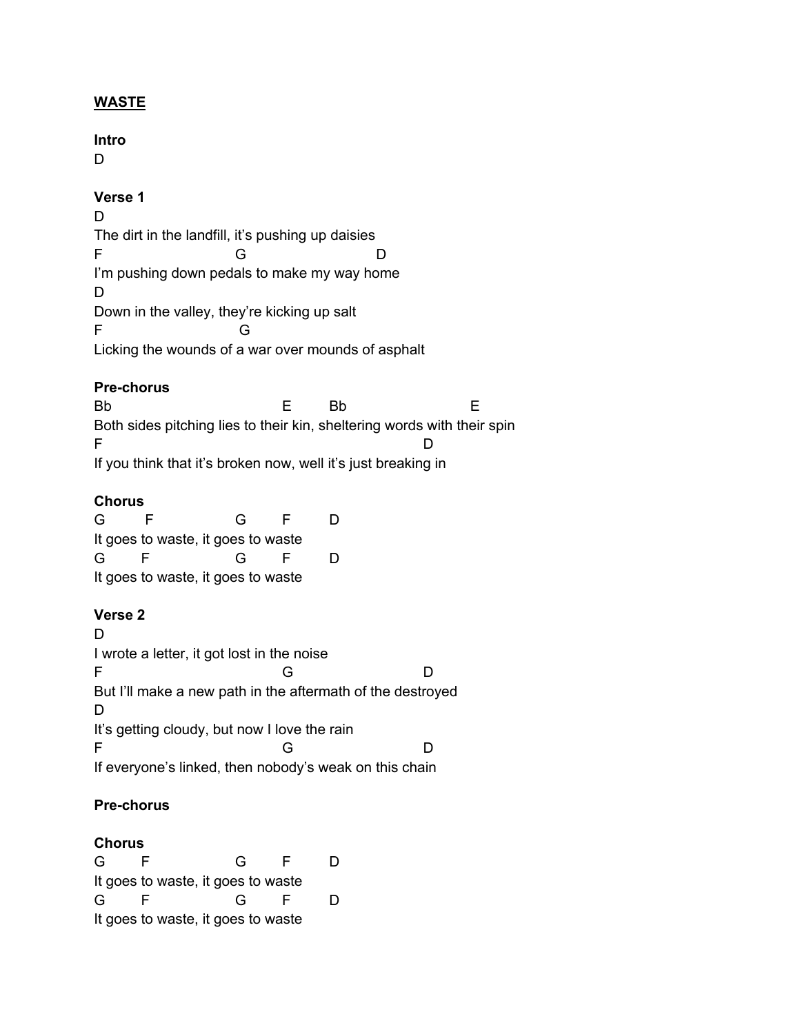**WASTE**

**Intro**

```
D
```

**Verse 1**

```
D
The dirt in the landfill, it's pushing up daisies
F                       G                    D
I'm pushing down pedals to make my way home
D
Down in the valley, they're kicking up salt
F                          G
Licking the wounds of a war over mounds of asphalt
```

**Pre-chorus**

```
Bb                                E       Bb                    E
Both sides pitching lies to their kin, sheltering words with their spin
F                                                    D
If you think that it's broken now, well it's just breaking in
```

**Chorus**

```
G        F            G       F       D
It goes to waste, it goes to waste
G       F             G       F       D
It goes to waste, it goes to waste
```

**Verse 2**

```
D
I wrote a letter, it got lost in the noise
F                              G                        D
But I'll make a new path in the aftermath of the destroyed
D
It's getting cloudy, but now I love the rain
F                              G                        D
If everyone's linked, then nobody's weak on this chain
```

**Pre-chorus**

**Chorus**

```
G       F             G       F       D
It goes to waste, it goes to waste
G       F             G       F       D
It goes to waste, it goes to waste
```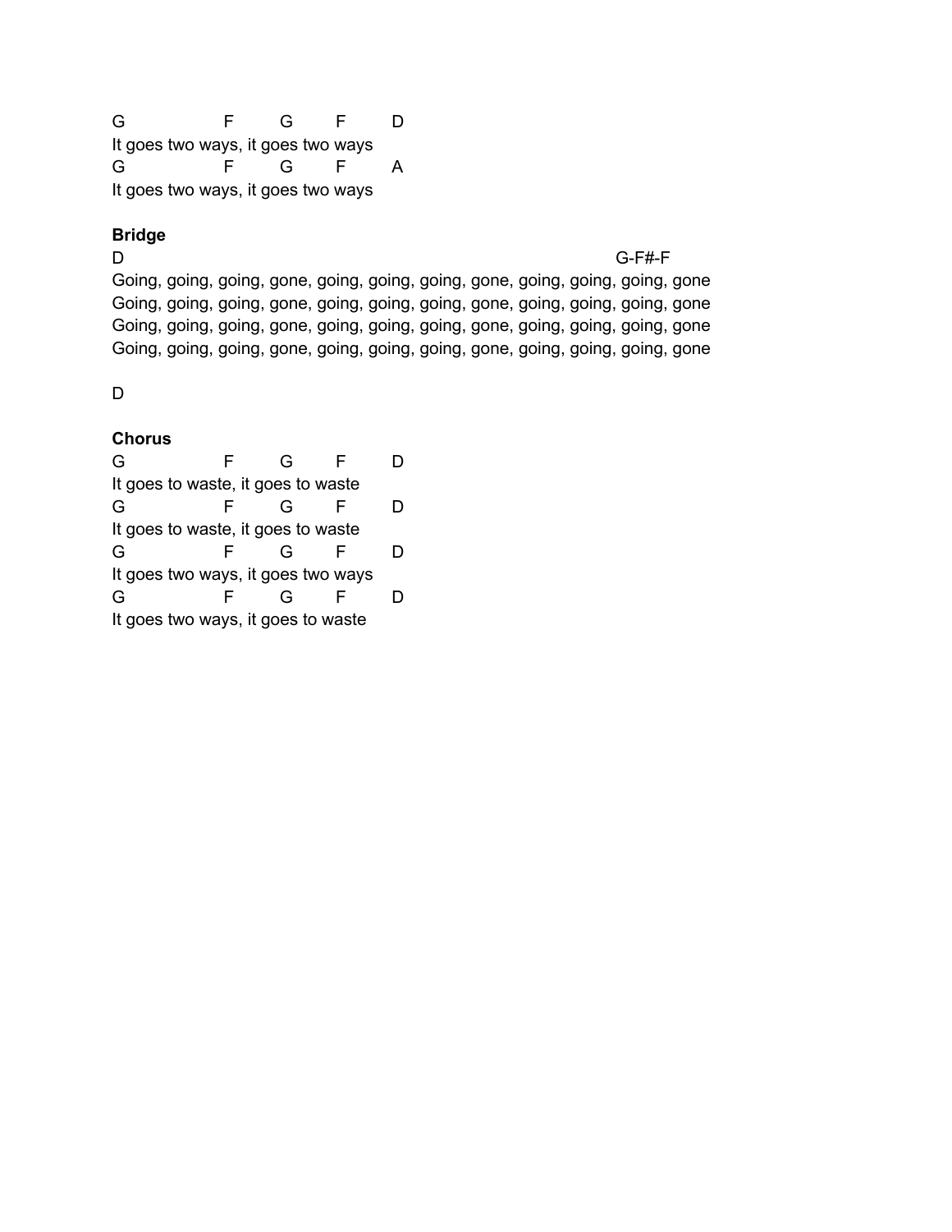```
G              F       G       F       D
It goes two ways, it goes two ways
G              F       G       F       A
It goes two ways, it goes two ways
```

**Bridge**

```
D                                                                                    G-F#-F
Going, going, going, gone, going, going, going, gone, going, going, going, gone
Going, going, going, gone, going, going, going, gone, going, going, going, gone
Going, going, going, gone, going, going, going, gone, going, going, going, gone
Going, going, going, gone, going, going, going, gone, going, going, going, gone
```

```
D
```

**Chorus**

```
G              F       G       F       D
It goes to waste, it goes to waste
G              F       G       F       D
It goes to waste, it goes to waste
G              F       G       F       D
It goes two ways, it goes two ways
G              F       G       F       D
It goes two ways, it goes to waste
```